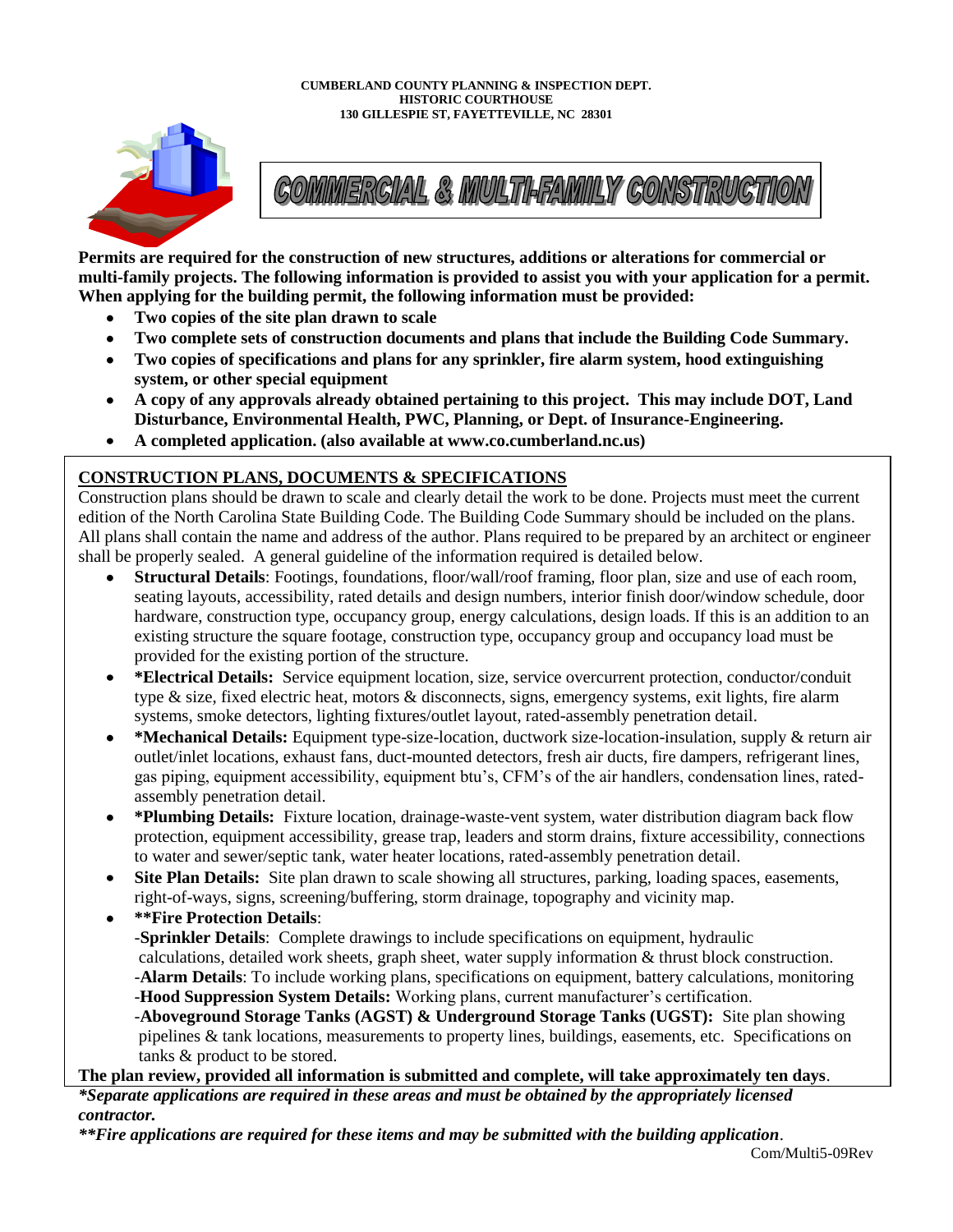**CUMBERLAND COUNTY PLANNING & INSPECTION DEPT.**
**HISTORIC COURTHOUSE**
**130 GILLESPIE ST, FAYETTEVILLE, NC 28301**

# COMMERCIAL & MULTI-FAMILY CONSTRUCTION

**Permits are required for the construction of new structures, additions or alterations for commercial or multi-family projects. The following information is provided to assist you with your application for a permit. When applying for the building permit, the following information must be provided:**

- **Two copies of the site plan drawn to scale**
- **Two complete sets of construction documents and plans that include the Building Code Summary.**
- **Two copies of specifications and plans for any sprinkler, fire alarm system, hood extinguishing system, or other special equipment**
- **A copy of any approvals already obtained pertaining to this project. This may include DOT, Land Disturbance, Environmental Health, PWC, Planning, or Dept. of Insurance-Engineering.**
- **A completed application. (also available at www.co.cumberland.nc.us)**

## CONSTRUCTION PLANS, DOCUMENTS & SPECIFICATIONS

Construction plans should be drawn to scale and clearly detail the work to be done. Projects must meet the current edition of the North Carolina State Building Code. The Building Code Summary should be included on the plans. All plans shall contain the name and address of the author. Plans required to be prepared by an architect or engineer shall be properly sealed. A general guideline of the information required is detailed below.

- **Structural Details**: Footings, foundations, floor/wall/roof framing, floor plan, size and use of each room, seating layouts, accessibility, rated details and design numbers, interior finish door/window schedule, door hardware, construction type, occupancy group, energy calculations, design loads. If this is an addition to an existing structure the square footage, construction type, occupancy group and occupancy load must be provided for the existing portion of the structure.
- ***Electrical Details:** Service equipment location, size, service overcurrent protection, conductor/conduit type & size, fixed electric heat, motors & disconnects, signs, emergency systems, exit lights, fire alarm systems, smoke detectors, lighting fixtures/outlet layout, rated-assembly penetration detail.
- ***Mechanical Details:** Equipment type-size-location, ductwork size-location-insulation, supply & return air outlet/inlet locations, exhaust fans, duct-mounted detectors, fresh air ducts, fire dampers, refrigerant lines, gas piping, equipment accessibility, equipment btu's, CFM's of the air handlers, condensation lines, rated-assembly penetration detail.
- ***Plumbing Details:** Fixture location, drainage-waste-vent system, water distribution diagram back flow protection, equipment accessibility, grease trap, leaders and storm drains, fixture accessibility, connections to water and sewer/septic tank, water heater locations, rated-assembly penetration detail.
- **Site Plan Details:** Site plan drawn to scale showing all structures, parking, loading spaces, easements, right-of-ways, signs, screening/buffering, storm drainage, topography and vicinity map.
- ****Fire Protection Details**:
  - -**Sprinkler Details**: Complete drawings to include specifications on equipment, hydraulic calculations, detailed work sheets, graph sheet, water supply information & thrust block construction.
  - -**Alarm Details**: To include working plans, specifications on equipment, battery calculations, monitoring
  - -**Hood Suppression System Details:** Working plans, current manufacturer's certification.
  - -**Aboveground Storage Tanks (AGST) & Underground Storage Tanks (UGST):** Site plan showing pipelines & tank locations, measurements to property lines, buildings, easements, etc. Specifications on tanks & product to be stored.

**The plan review, provided all information is submitted and complete, will take approximately ten days**.

***\*Separate applications are required in these areas and must be obtained by the appropriately licensed contractor.***

***\*\*Fire applications are required for these items and may be submitted with the building application***.

Com/Multi5-09Rev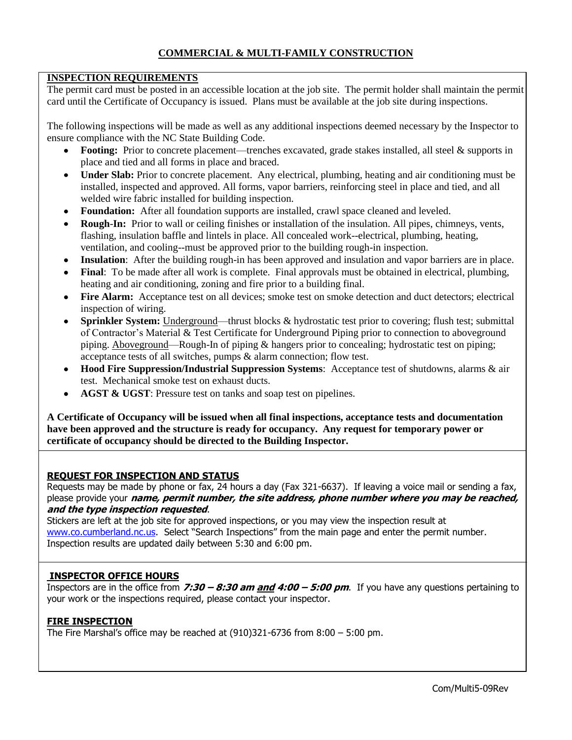# COMMERCIAL & MULTI-FAMILY CONSTRUCTION

## INSPECTION REQUIREMENTS

The permit card must be posted in an accessible location at the job site. The permit holder shall maintain the permit card until the Certificate of Occupancy is issued. Plans must be available at the job site during inspections.

The following inspections will be made as well as any additional inspections deemed necessary by the Inspector to ensure compliance with the NC State Building Code.

- **Footing:** Prior to concrete placement—trenches excavated, grade stakes installed, all steel & supports in place and tied and all forms in place and braced.
- **Under Slab:** Prior to concrete placement. Any electrical, plumbing, heating and air conditioning must be installed, inspected and approved. All forms, vapor barriers, reinforcing steel in place and tied, and all welded wire fabric installed for building inspection.
- **Foundation:** After all foundation supports are installed, crawl space cleaned and leveled.
- **Rough-In:** Prior to wall or ceiling finishes or installation of the insulation. All pipes, chimneys, vents, flashing, insulation baffle and lintels in place. All concealed work--electrical, plumbing, heating, ventilation, and cooling--must be approved prior to the building rough-in inspection.
- **Insulation**: After the building rough-in has been approved and insulation and vapor barriers are in place.
- **Final**: To be made after all work is complete. Final approvals must be obtained in electrical, plumbing, heating and air conditioning, zoning and fire prior to a building final.
- **Fire Alarm:** Acceptance test on all devices; smoke test on smoke detection and duct detectors; electrical inspection of wiring.
- **Sprinkler System:** Underground—thrust blocks & hydrostatic test prior to covering; flush test; submittal of Contractor's Material & Test Certificate for Underground Piping prior to connection to aboveground piping. Aboveground—Rough-In of piping & hangers prior to concealing; hydrostatic test on piping; acceptance tests of all switches, pumps & alarm connection; flow test.
- **Hood Fire Suppression/Industrial Suppression Systems**: Acceptance test of shutdowns, alarms & air test. Mechanical smoke test on exhaust ducts.
- **AGST & UGST**: Pressure test on tanks and soap test on pipelines.

**A Certificate of Occupancy will be issued when all final inspections, acceptance tests and documentation have been approved and the structure is ready for occupancy. Any request for temporary power or certificate of occupancy should be directed to the Building Inspector.**

## REQUEST FOR INSPECTION AND STATUS

Requests may be made by phone or fax, 24 hours a day (Fax 321-6637). If leaving a voice mail or sending a fax, please provide your ***name, permit number, the site address, phone number where you may be reached, and the type inspection requested***.

Stickers are left at the job site for approved inspections, or you may view the inspection result at www.co.cumberland.nc.us. Select "Search Inspections" from the main page and enter the permit number. Inspection results are updated daily between 5:30 and 6:00 pm.

## INSPECTOR OFFICE HOURS

Inspectors are in the office from ***7:30 – 8:30 am and 4:00 – 5:00 pm***. If you have any questions pertaining to your work or the inspections required, please contact your inspector.

## FIRE INSPECTION

The Fire Marshal's office may be reached at (910)321-6736 from 8:00 – 5:00 pm.

Com/Multi5-09Rev